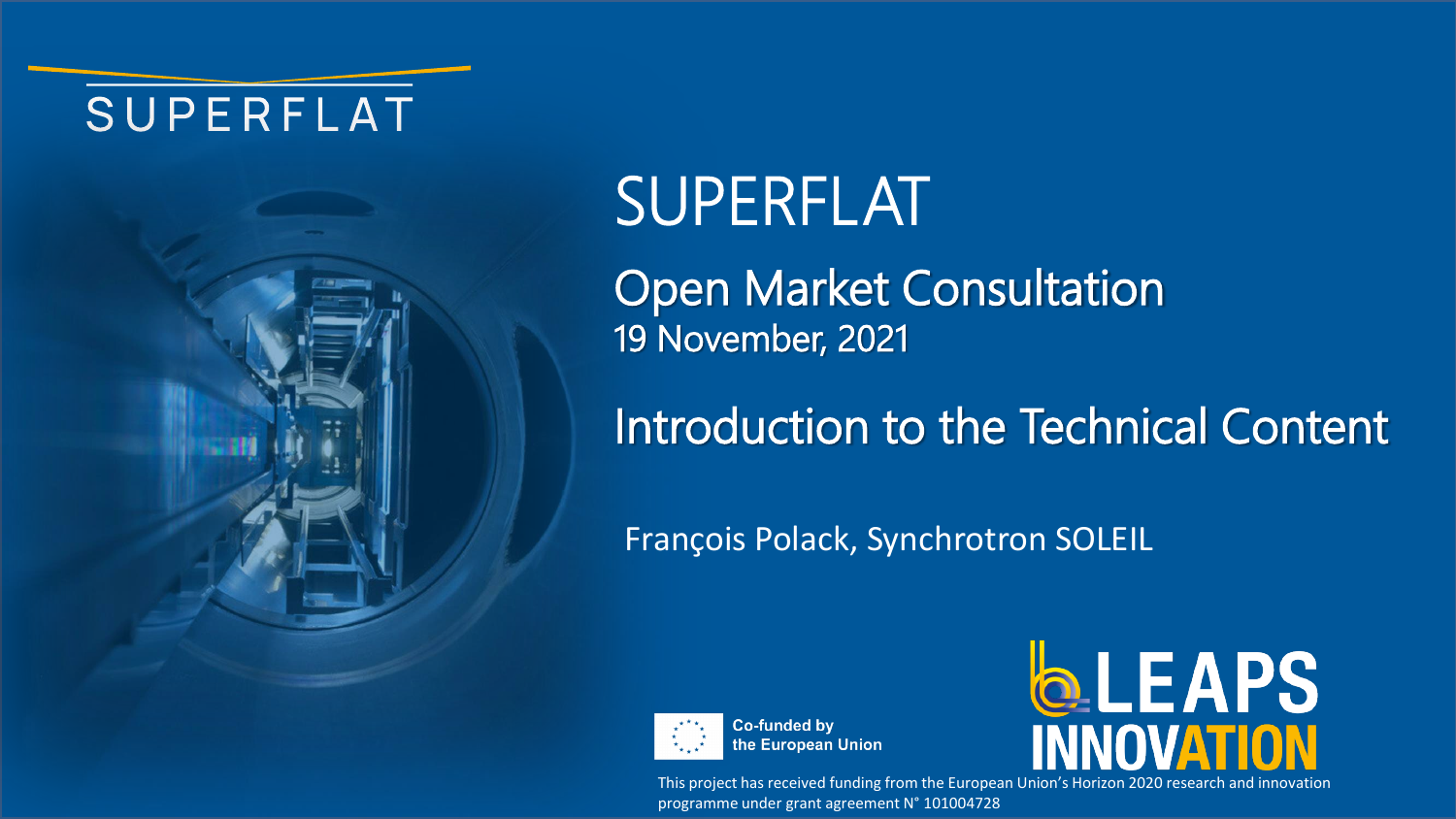SUPERFLAT

# SUPERFLAT

## Open Market Consultation

19 November, 2021

## Introduction to the Technical Content

François Polack, Synchrotron SOLEIL

Co-funded by the European Union

LEAPS INNOVATION

This project has received funding from the European Union's Horizon 2020 research and innovation programme under grant agreement N° 101004728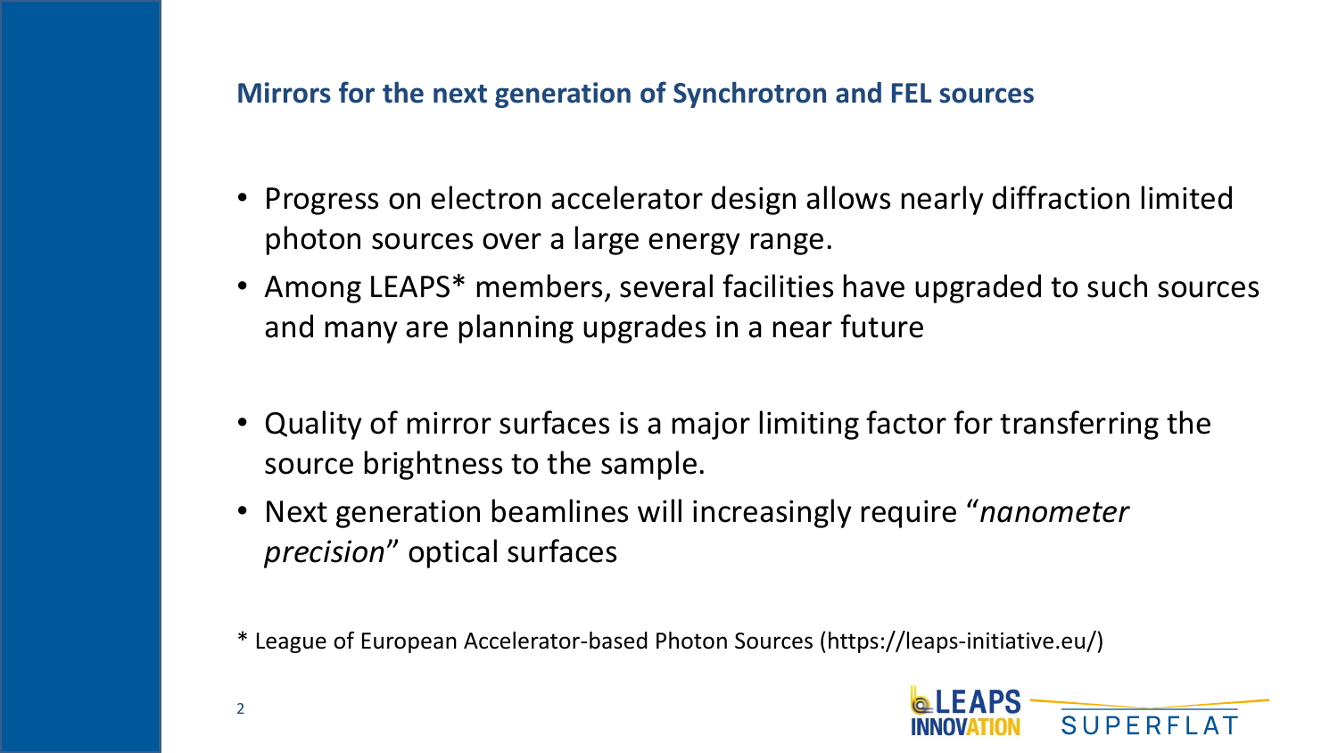## Mirrors for the next generation of Synchrotron and FEL sources

- Progress on electron accelerator design allows nearly diffraction limited photon sources over a large energy range.
- Among LEAPS* members, several facilities have upgraded to such sources and many are planning upgrades in a near future

- Quality of mirror surfaces is a major limiting factor for transferring the source brightness to the sample.
- Next generation beamlines will increasingly require "*nanometer precision*" optical surfaces

* League of European Accelerator-based Photon Sources (https://leaps-initiative.eu/)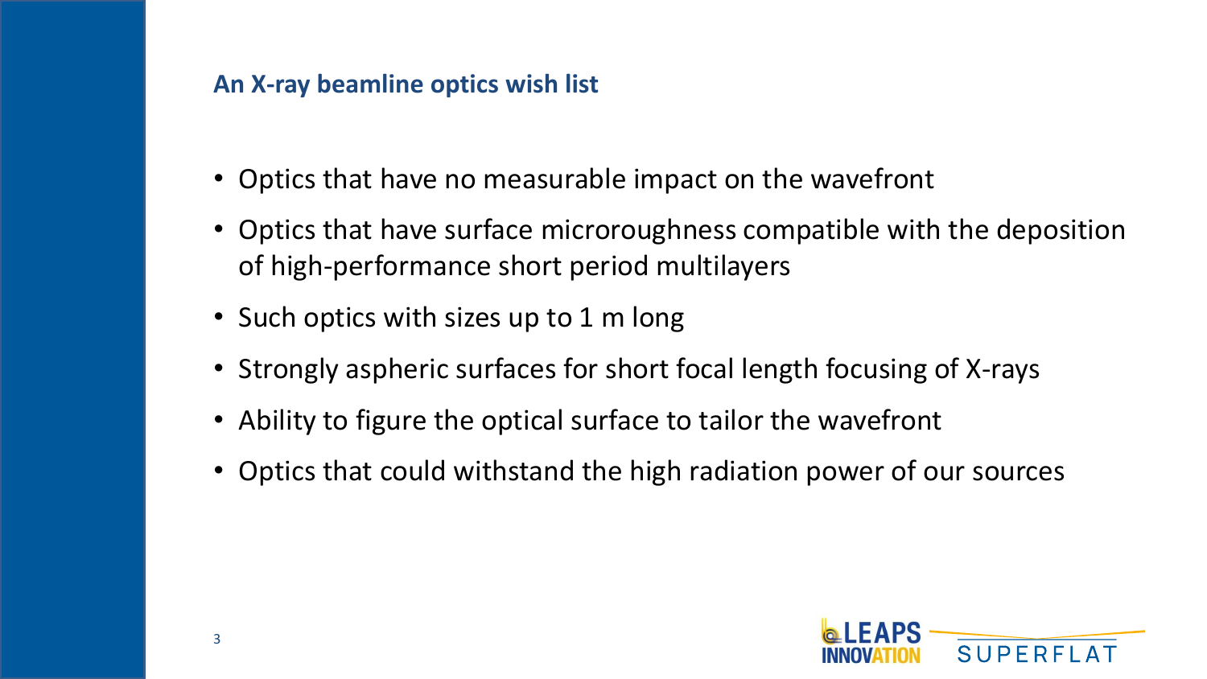## An X-ray beamline optics wish list

- Optics that have no measurable impact on the wavefront
- Optics that have surface microroughness compatible with the deposition of high-performance short period multilayers
- Such optics with sizes up to 1 m long
- Strongly aspheric surfaces for short focal length focusing of X-rays
- Ability to figure the optical surface to tailor the wavefront
- Optics that could withstand the high radiation power of our sources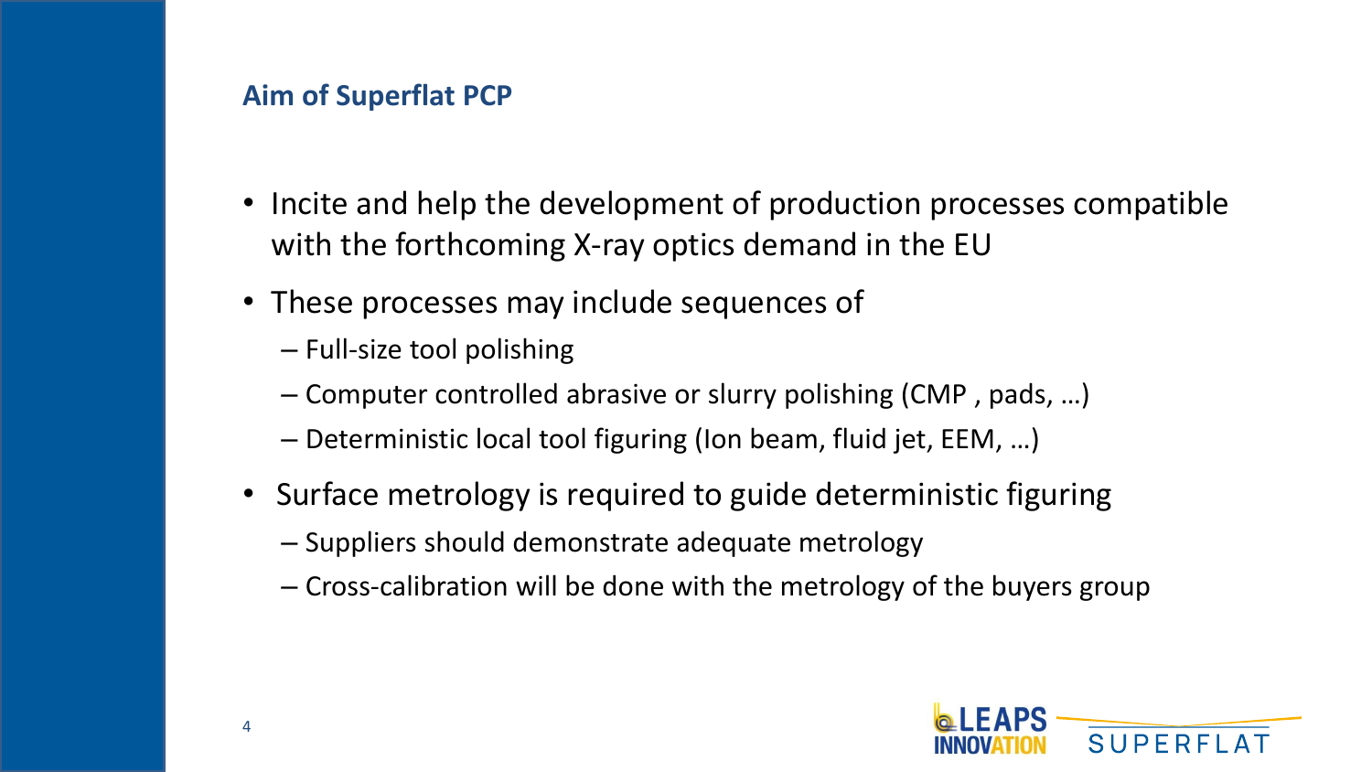## Aim of Superflat PCP

- Incite and help the development of production processes compatible with the forthcoming X-ray optics demand in the EU
- These processes may include sequences of
  - Full-size tool polishing
  - Computer controlled abrasive or slurry polishing (CMP , pads, …)
  - Deterministic local tool figuring (Ion beam, fluid jet, EEM, …)
- Surface metrology is required to guide deterministic figuring
  - Suppliers should demonstrate adequate metrology
  - Cross-calibration will be done with the metrology of the buyers group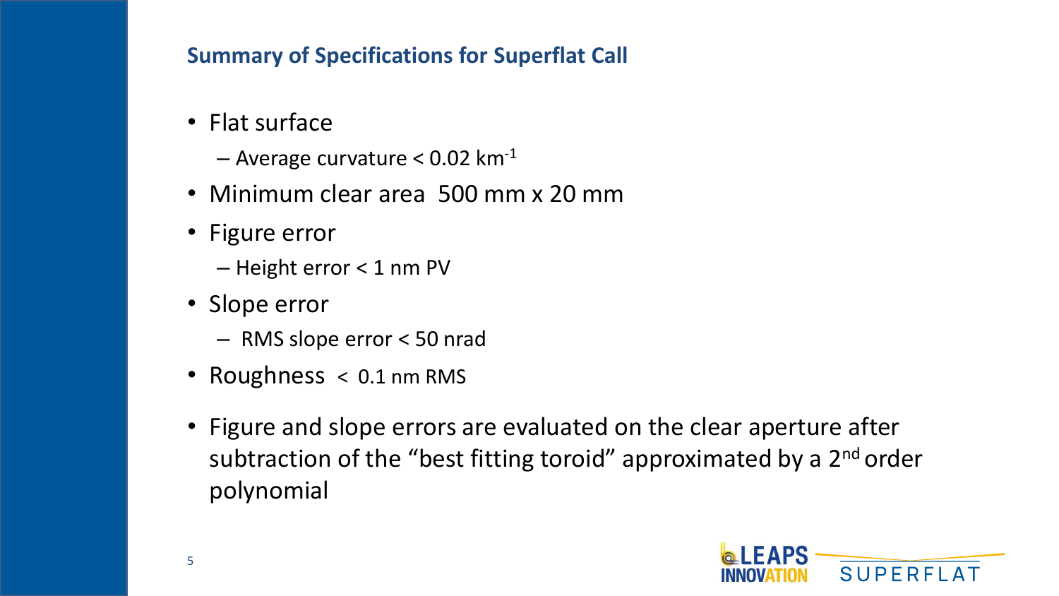## Summary of Specifications for Superflat Call

- Flat surface
  - Average curvature < 0.02 $km^{-1}$
- Minimum clear area 500 mm x 20 mm
- Figure error
  - Height error < 1 nm PV
- Slope error
  - RMS slope error < 50 nrad
- Roughness < 0.1 nm RMS
- Figure and slope errors are evaluated on the clear aperture after subtraction of the "best fitting toroid" approximated by a 2nd order polynomial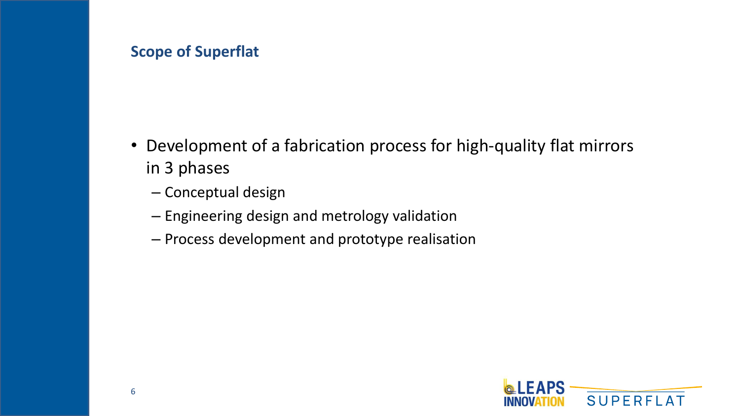## Scope of Superflat

- Development of a fabrication process for high-quality flat mirrors in 3 phases
  - Conceptual design
  - Engineering design and metrology validation
  - Process development and prototype realisation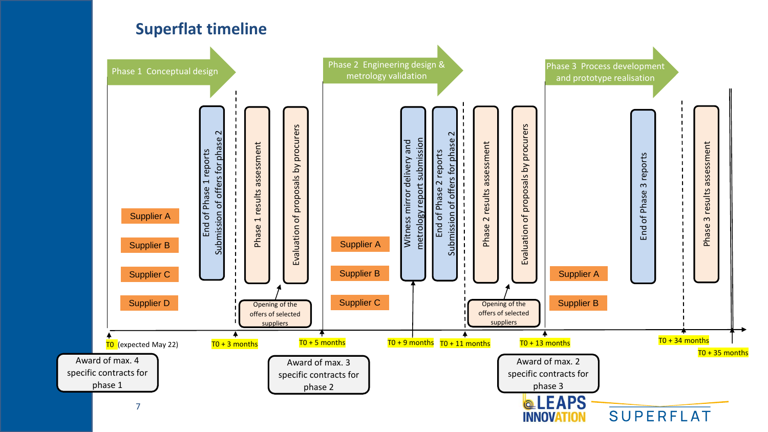# Superflat timeline

**Phase 1 Conceptual design**

- Supplier A
- Supplier B
- Supplier C
- Supplier D

End of Phase 1 reports
Submission of offers for phase 2

Phase 1 results assessment

Evaluation of proposals by procurers

Opening of the offers of selected suppliers

**Phase 2 Engineering design & metrology validation**

- Supplier A
- Supplier B
- Supplier C

Witness mirror delivery and metrology report submission

End of Phase 2 reports
Submission of offers for phase 2

Phase 2 results assessment

Evaluation of proposals by procurers

Opening of the offers of selected suppliers

**Phase 3 Process development and prototype realisation**

- Supplier A
- Supplier B

End of Phase 3 reports

Phase 3 results assessment

Timeline:

- T0 (expected May 22)
- T0 + 3 months
- T0 + 5 months
- T0 + 9 months
- T0 + 11 months
- T0 + 13 months
- T0 + 34 months
- T0 + 35 months

Award of max. 4 specific contracts for phase 1

Award of max. 3 specific contracts for phase 2

Award of max. 2 specific contracts for phase 3

LEAPS INNOVATION SUPERFLAT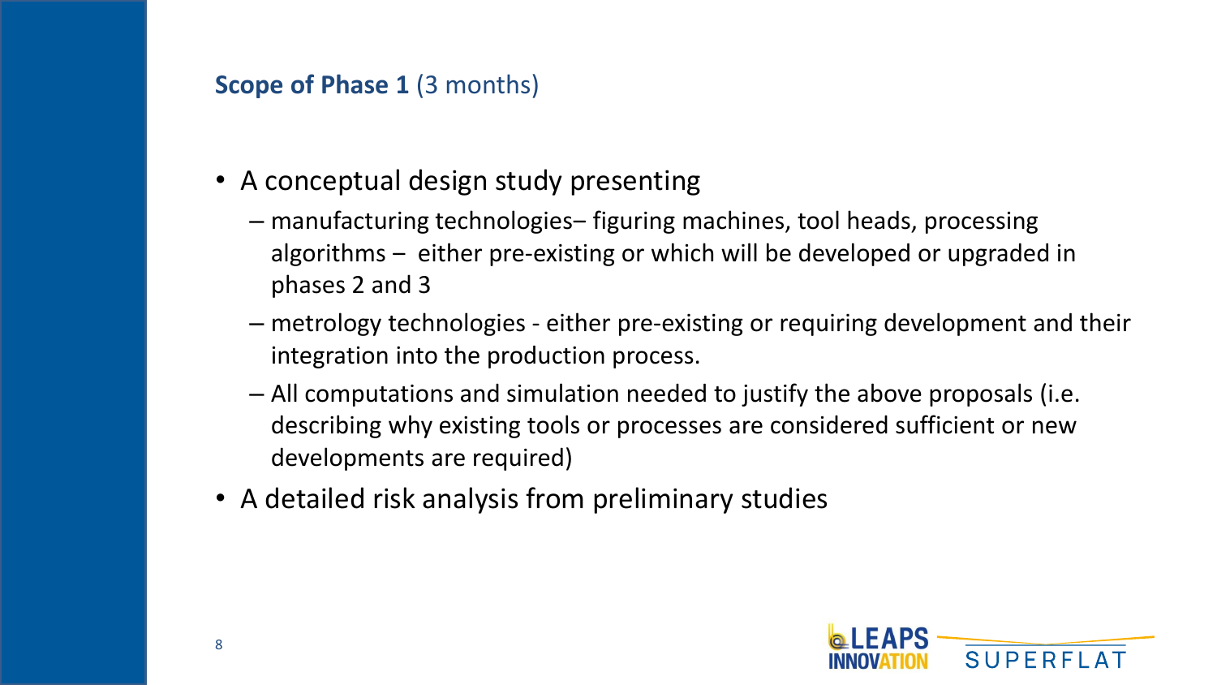## **Scope of Phase 1** (3 months)

- A conceptual design study presenting
  - manufacturing technologies– figuring machines, tool heads, processing algorithms – either pre-existing or which will be developed or upgraded in phases 2 and 3
  - metrology technologies - either pre-existing or requiring development and their integration into the production process.
  - All computations and simulation needed to justify the above proposals (i.e. describing why existing tools or processes are considered sufficient or new developments are required)
- A detailed risk analysis from preliminary studies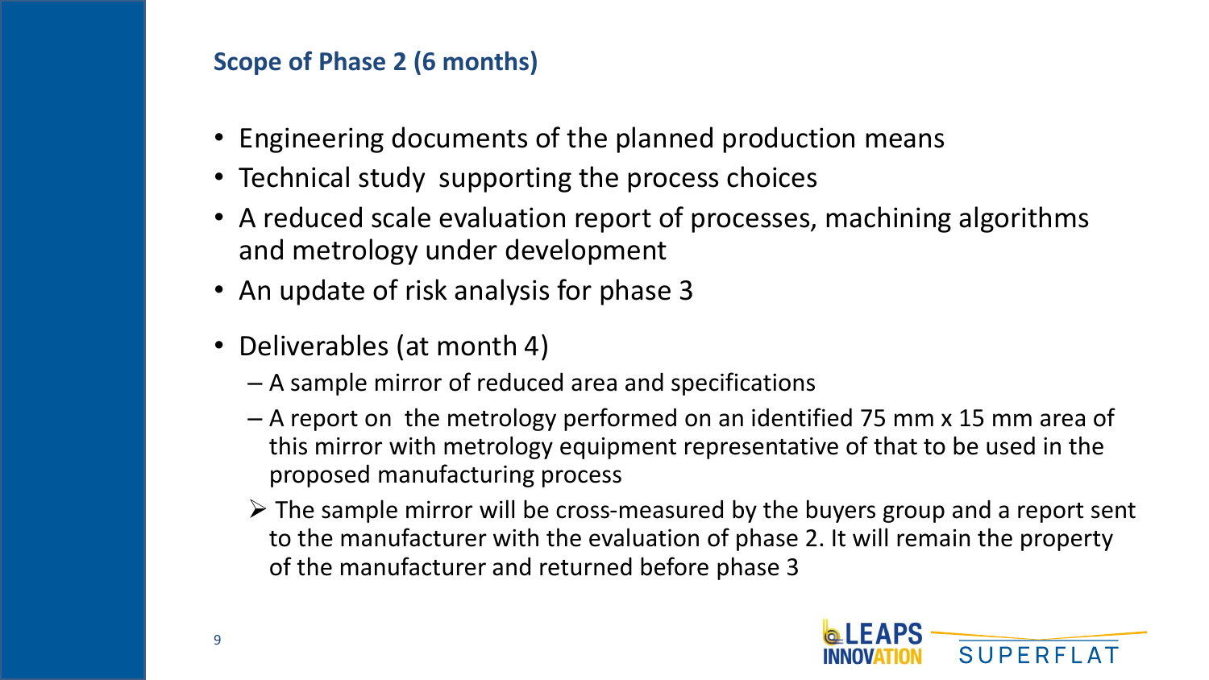## Scope of Phase 2 (6 months)

- Engineering documents of the planned production means
- Technical study supporting the process choices
- A reduced scale evaluation report of processes, machining algorithms and metrology under development
- An update of risk analysis for phase 3
- Deliverables (at month 4)
  - A sample mirror of reduced area and specifications
  - A report on the metrology performed on an identified 75 mm x 15 mm area of this mirror with metrology equipment representative of that to be used in the proposed manufacturing process
  - The sample mirror will be cross-measured by the buyers group and a report sent to the manufacturer with the evaluation of phase 2. It will remain the property of the manufacturer and returned before phase 3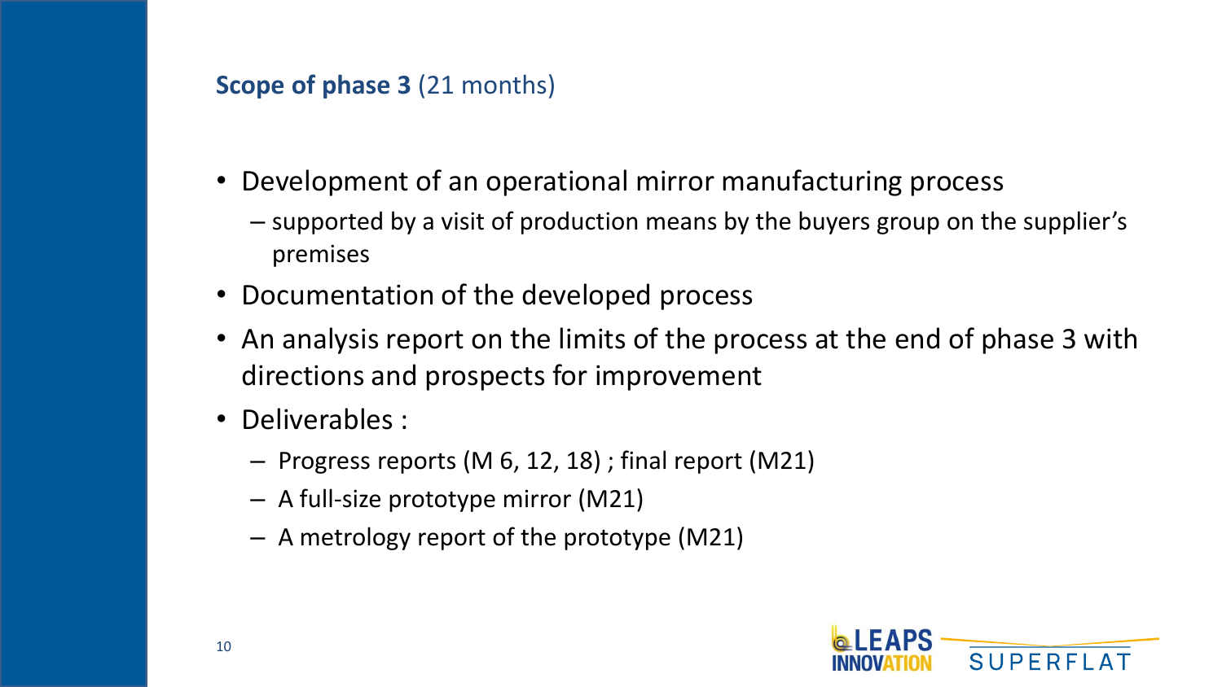## **Scope of phase 3** (21 months)

- Development of an operational mirror manufacturing process
  - supported by a visit of production means by the buyers group on the supplier's premises
- Documentation of the developed process
- An analysis report on the limits of the process at the end of phase 3 with directions and prospects for improvement
- Deliverables :
  - Progress reports (M 6, 12, 18) ; final report (M21)
  - A full-size prototype mirror (M21)
  - A metrology report of the prototype (M21)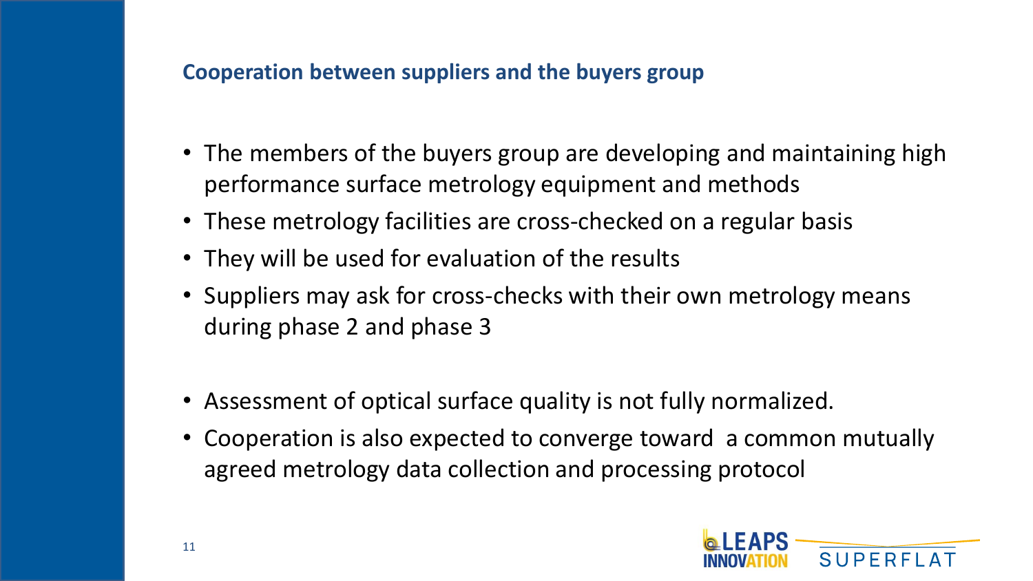## Cooperation between suppliers and the buyers group

- The members of the buyers group are developing and maintaining high performance surface metrology equipment and methods
- These metrology facilities are cross-checked on a regular basis
- They will be used for evaluation of the results
- Suppliers may ask for cross-checks with their own metrology means during phase 2 and phase 3

- Assessment of optical surface quality is not fully normalized.
- Cooperation is also expected to converge toward a common mutually agreed metrology data collection and processing protocol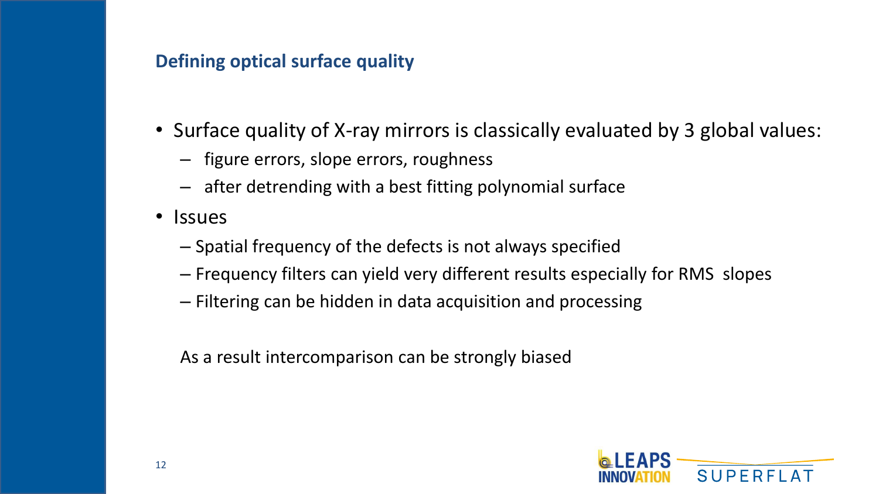## Defining optical surface quality

- Surface quality of X-ray mirrors is classically evaluated by 3 global values:
  - figure errors, slope errors, roughness
  - after detrending with a best fitting polynomial surface
- Issues
  - Spatial frequency of the defects is not always specified
  - Frequency filters can yield very different results especially for RMS slopes
  - Filtering can be hidden in data acquisition and processing

As a result intercomparison can be strongly biased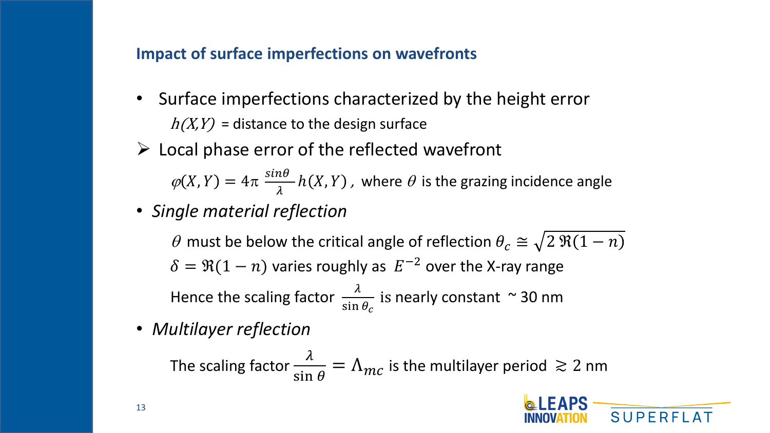## Impact of surface imperfections on wavefronts

- Surface imperfections characterized by the height error
  $h(X,Y)$ = distance to the design surface

➢ Local phase error of the reflected wavefront

  $\varphi(X,Y) = 4\pi \frac{\sin\theta}{\lambda} h(X,Y)$, where $\theta$ is the grazing incidence angle

- *Single material reflection*

  $\theta$ must be below the critical angle of reflection $\theta_c \cong \sqrt{2\,\Re(1-n)}$

  $\delta = \Re(1-n)$ varies roughly as $E^{-2}$ over the X-ray range

  Hence the scaling factor $\frac{\lambda}{\sin\theta_c}$ is nearly constant ~ 30 nm

- *Multilayer reflection*

  The scaling factor $\frac{\lambda}{\sin\theta} = \Lambda_{mc}$ is the multilayer period $\gtrsim$ 2 nm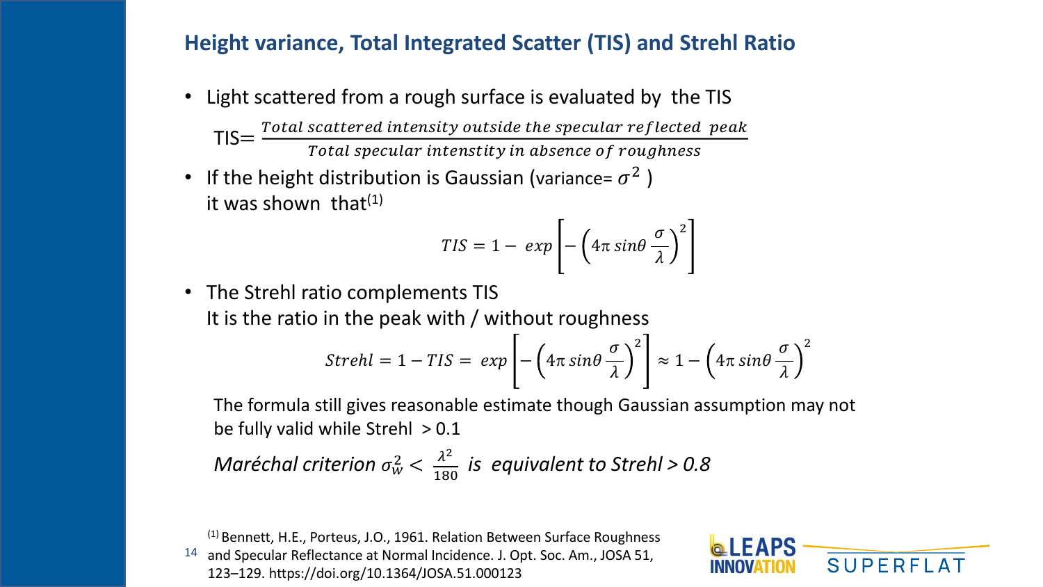## Height variance, Total Integrated Scatter (TIS) and Strehl Ratio

- Light scattered from a rough surface is evaluated by the TIS

$$\text{TIS} = \frac{\textit{Total scattered intensity outside the specular reflected peak}}{\textit{Total specular intenstity in absence of roughness}}$$

- If the height distribution is Gaussian (variance= $\sigma^2$ ) it was shown that[1]

$$TIS = 1 - \exp\left[-\left(4\pi \sin\theta \frac{\sigma}{\lambda}\right)^2\right]$$

- The Strehl ratio complements TIS
  It is the ratio in the peak with / without roughness

$$Strehl = 1 - TIS = \exp\left[-\left(4\pi \sin\theta \frac{\sigma}{\lambda}\right)^2\right] \approx 1 - \left(4\pi \sin\theta \frac{\sigma}{\lambda}\right)^2$$

The formula still gives reasonable estimate though Gaussian assumption may not be fully valid while Strehl > 0.1

*Maréchal criterion* $\sigma_w^2 < \frac{\lambda^2}{180}$ *is equivalent to Strehl > 0.8*

[1] Bennett, H.E., Porteus, J.O., 1961. Relation Between Surface Roughness and Specular Reflectance at Normal Incidence. J. Opt. Soc. Am., JOSA 51, 123–129. https://doi.org/10.1364/JOSA.51.000123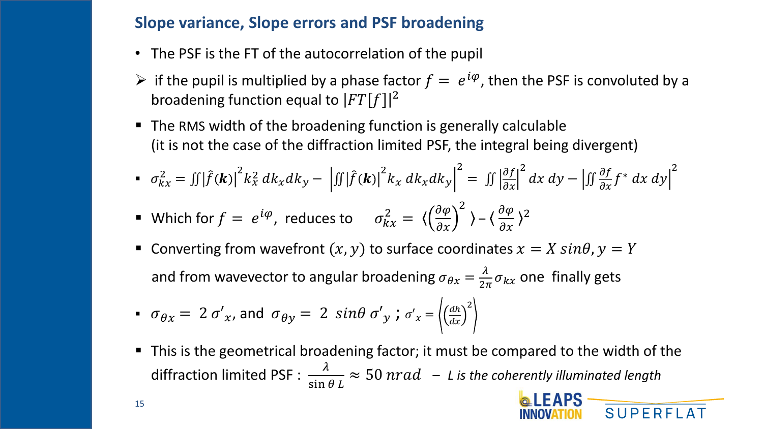## Slope variance, Slope errors and PSF broadening

- The PSF is the FT of the autocorrelation of the pupil
  - if the pupil is multiplied by a phase factor $f = e^{i\varphi}$, then the PSF is convoluted by a broadening function equal to $|FT[f]|^2$
- The RMS width of the broadening function is generally calculable (it is not the case of the diffraction limited PSF, the integral being divergent)
- $\sigma_{kx}^2 = \iint \left|\hat{f}(\boldsymbol{k})\right|^2 k_x^2 \, dk_x dk_y - \left|\iint \left|\hat{f}(\boldsymbol{k})\right|^2 k_x \, dk_x dk_y\right|^2 = \iint \left|\frac{\partial f}{\partial x}\right|^2 dx\, dy - \left|\iint \frac{\partial f}{\partial x} f^* \, dx\, dy\right|^2$
- Which for $f = e^{i\varphi}$, reduces to $\sigma_{kx}^2 = \langle \left(\frac{\partial \varphi}{\partial x}\right)^2 \rangle - \langle \frac{\partial \varphi}{\partial x} \rangle^2$
- Converting from wavefront $(x, y)$ to surface coordinates $x = X \sin\theta, y = Y$ and from wavevector to angular broadening $\sigma_{\theta x} = \frac{\lambda}{2\pi}\sigma_{kx}$ one finally gets
- $\sigma_{\theta x} = 2\,\sigma'_x$, and $\sigma_{\theta y} = 2 \sin\theta\, \sigma'_y$ ; $\sigma'_x = \left\langle \left(\frac{dh}{dx}\right)^2 \right\rangle$
- This is the geometrical broadening factor; it must be compared to the width of the diffraction limited PSF : $\frac{\lambda}{\sin\theta\, L} \approx 50\ nrad$ – *L is the coherently illuminated length*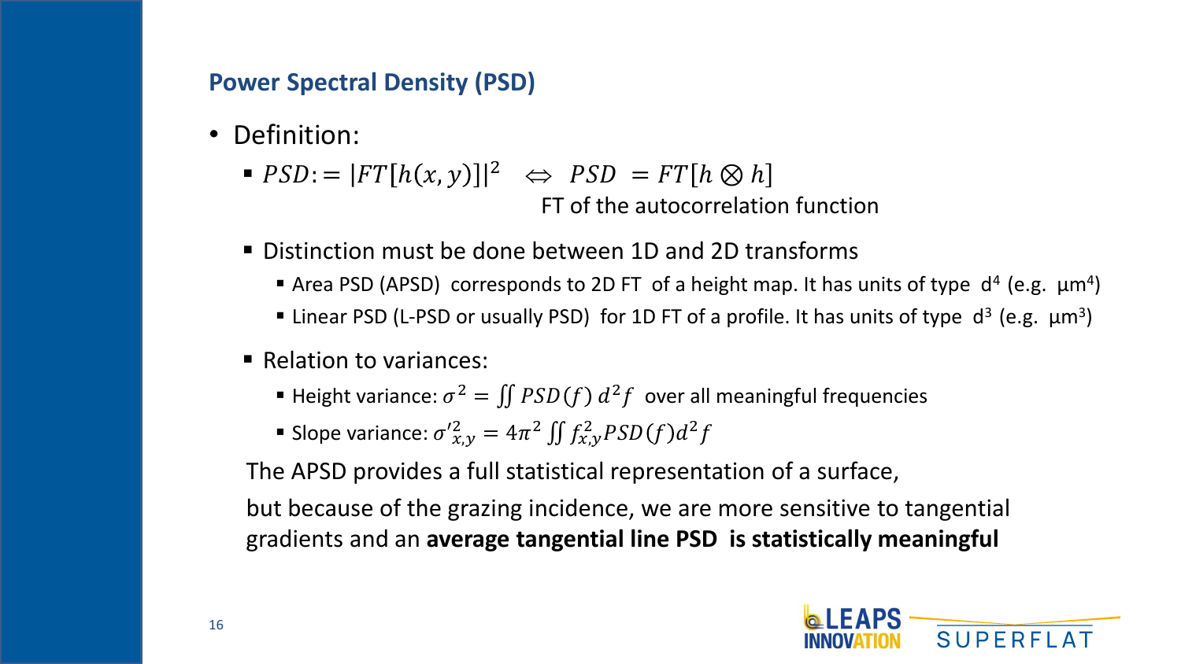## Power Spectral Density (PSD)

- Definition:
  - $PSD := |FT[h(x,y)]|^2 \quad \Leftrightarrow \quad PSD = FT[h \otimes h]$

    FT of the autocorrelation function

  - Distinction must be done between 1D and 2D transforms
    - Area PSD (APSD) corresponds to 2D FT of a height map. It has units of type $d^4$ (e.g. $\mu m^4$)
    - Linear PSD (L-PSD or usually PSD) for 1D FT of a profile. It has units of type $d^3$ (e.g. $\mu m^3$)

  - Relation to variances:
    - Height variance: $\sigma^2 = \iint PSD(f)\, d^2 f$ over all meaningful frequencies
    - Slope variance: $\sigma'^2_{x,y} = 4\pi^2 \iint f^2_{x,y} PSD(f) d^2 f$

  The APSD provides a full statistical representation of a surface,

  but because of the grazing incidence, we are more sensitive to tangential gradients and an **average tangential line PSD is statistically meaningful**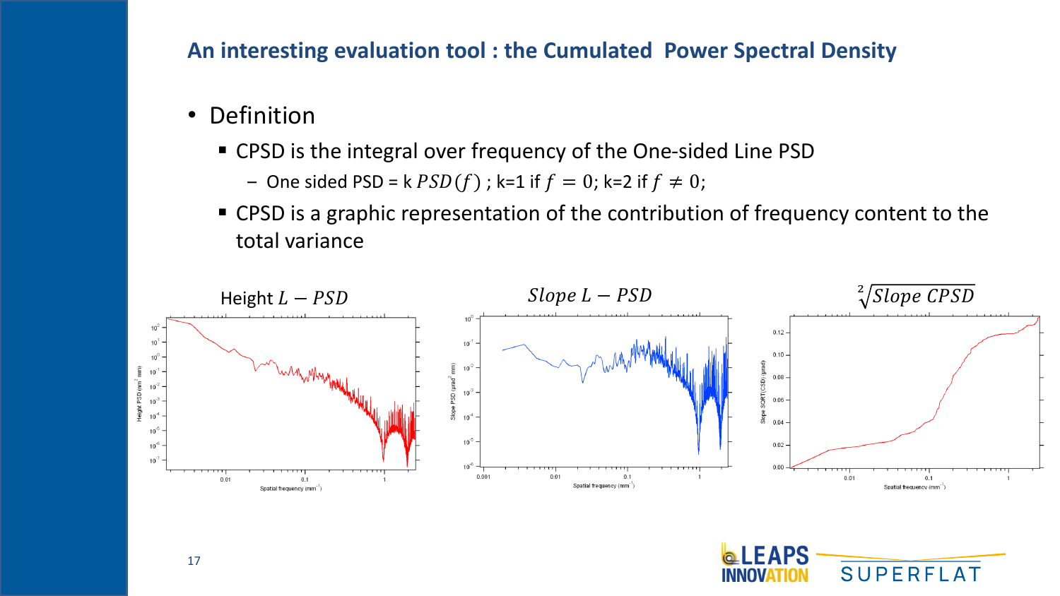## An interesting evaluation tool : the Cumulated Power Spectral Density

- Definition
  - CPSD is the integral over frequency of the One-sided Line PSD
    - One sided PSD = k $PSD(f)$ ; k=1 if $f = 0$; k=2 if $f \neq 0$;
  - CPSD is a graphic representation of the contribution of frequency content to the total variance

Height $L - PSD$

$Slope\ L - PSD$

$\sqrt[2]{Slope\ CPSD}$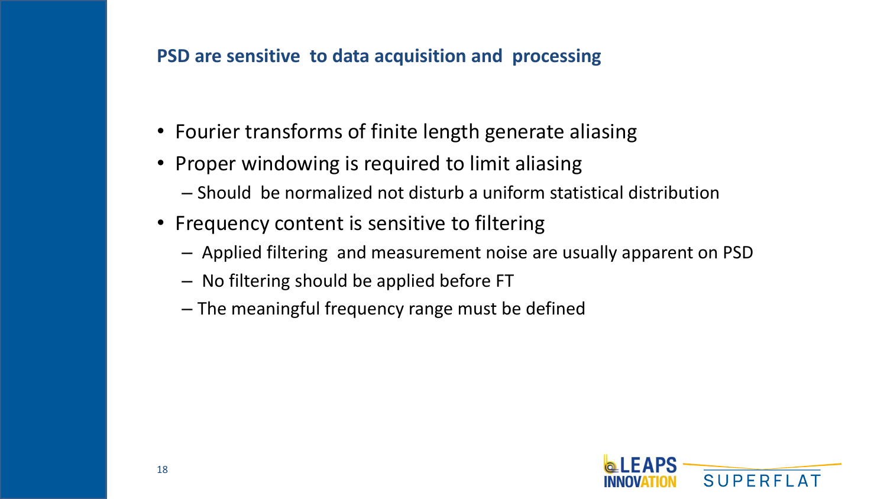## PSD are sensitive to data acquisition and processing

- Fourier transforms of finite length generate aliasing
- Proper windowing is required to limit aliasing
  - Should be normalized not disturb a uniform statistical distribution
- Frequency content is sensitive to filtering
  - Applied filtering and measurement noise are usually apparent on PSD
  - No filtering should be applied before FT
  - The meaningful frequency range must be defined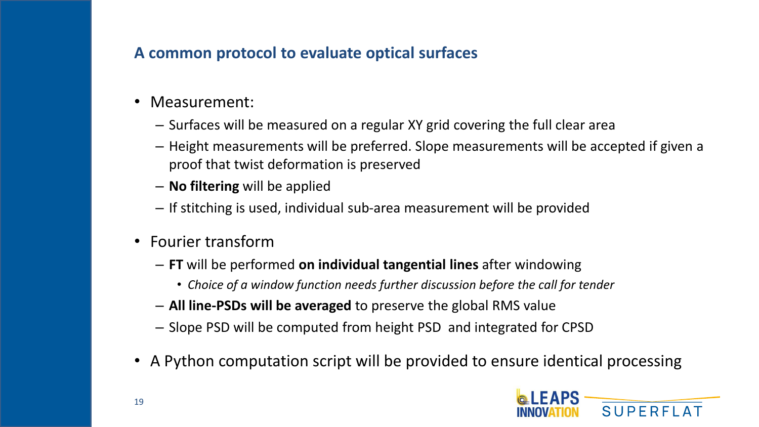## A common protocol to evaluate optical surfaces

- Measurement:
  - Surfaces will be measured on a regular XY grid covering the full clear area
  - Height measurements will be preferred. Slope measurements will be accepted if given a proof that twist deformation is preserved
  - **No filtering** will be applied
  - If stitching is used, individual sub-area measurement will be provided
- Fourier transform
  - **FT** will be performed **on individual tangential lines** after windowing
    - *Choice of a window function needs further discussion before the call for tender*
  - **All line-PSDs will be averaged** to preserve the global RMS value
  - Slope PSD will be computed from height PSD and integrated for CPSD
- A Python computation script will be provided to ensure identical processing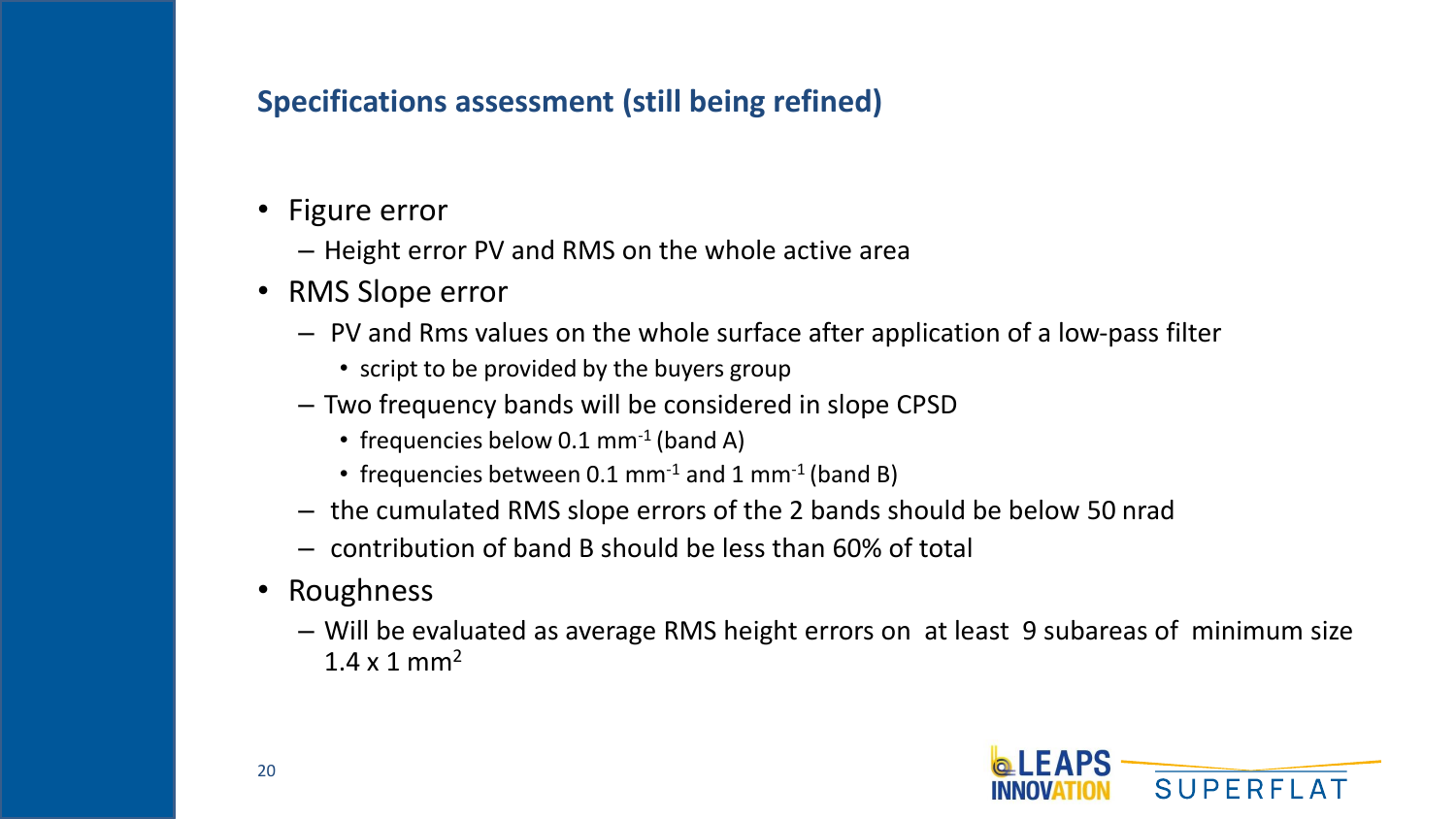## Specifications assessment (still being refined)

- Figure error
  - Height error PV and RMS on the whole active area
- RMS Slope error
  - PV and Rms values on the whole surface after application of a low-pass filter
    - script to be provided by the buyers group
  - Two frequency bands will be considered in slope CPSD
    - frequencies below 0.1 $mm^{-1}$ (band A)
    - frequencies between 0.1 $mm^{-1}$ and 1 $mm^{-1}$ (band B)
  - the cumulated RMS slope errors of the 2 bands should be below 50 nrad
  - contribution of band B should be less than 60% of total
- Roughness
  - Will be evaluated as average RMS height errors on at least 9 subareas of minimum size 1.4 x 1 $mm^2$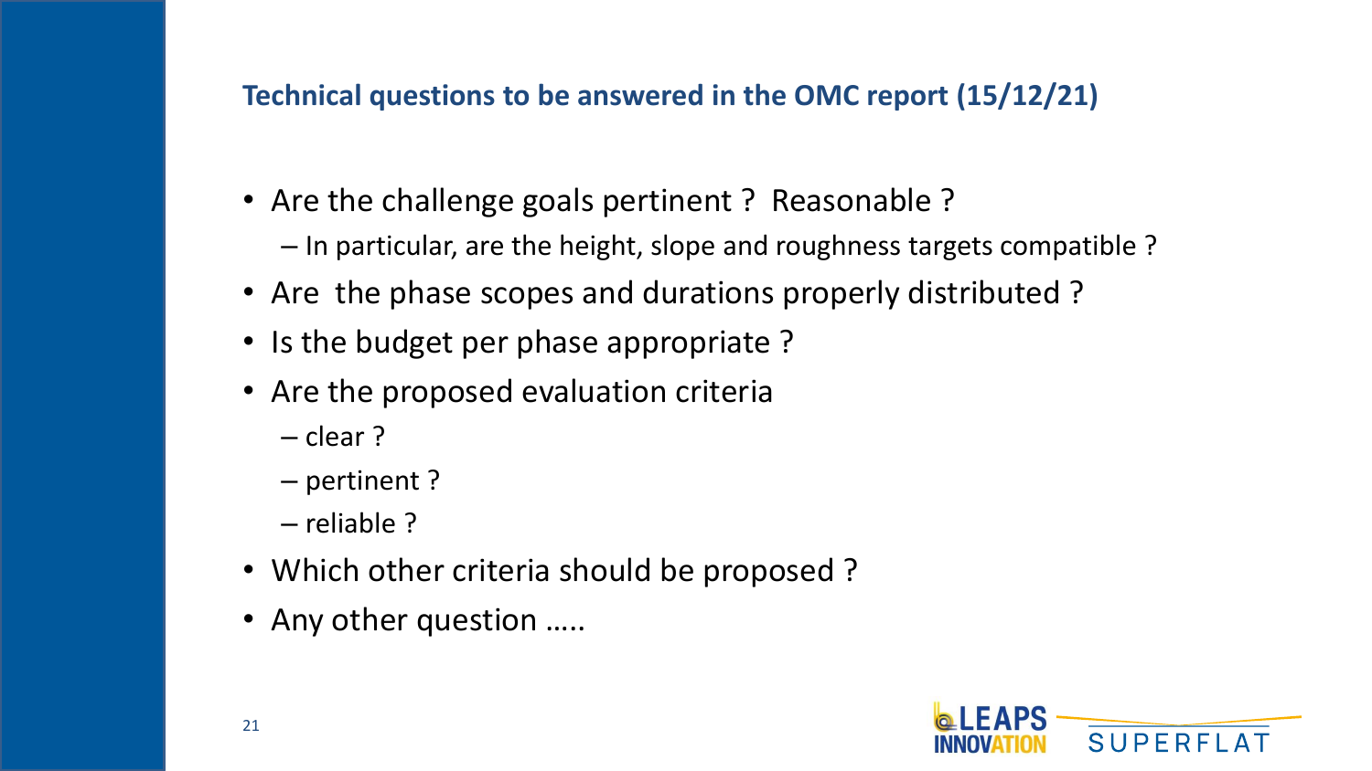## Technical questions to be answered in the OMC report (15/12/21)

- Are the challenge goals pertinent ? Reasonable ?
  - In particular, are the height, slope and roughness targets compatible ?
- Are the phase scopes and durations properly distributed ?
- Is the budget per phase appropriate ?
- Are the proposed evaluation criteria
  - clear ?
  - pertinent ?
  - reliable ?
- Which other criteria should be proposed ?
- Any other question …..